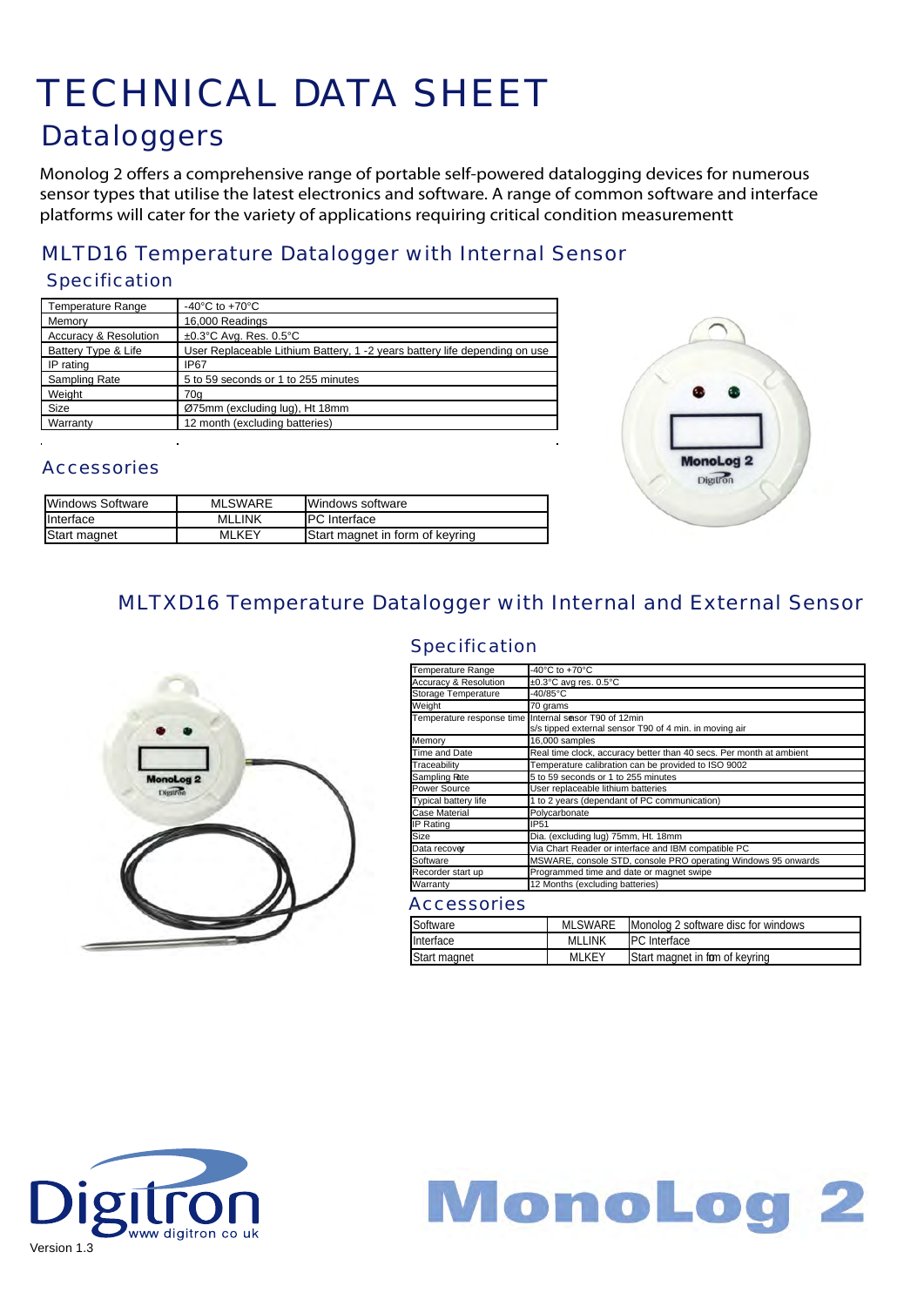# TECHNICAL DATA SHEET

## Dataloggers

Monolog 2 offers a comprehensive range of portable self-powered datalogging devices for numerous sensor types that utilise the latest electronics and software. A range of common software and interface platforms will cater for the variety of applications requiring critical condition measurementt

## MLTD16 Temperature Datalogger with Internal Sensor

### Specification

| Temperature Range | -40°C to +70°C |
|---|---|
| Memory | 16,000 Readings |
| Accuracy & Resolution | ±0.3°C Avg. Res. 0.5°C |
| Battery Type & Life | User Replaceable Lithium Battery, 1 -2 years battery life depending on use |
| IP rating | IP67 |
| Sampling Rate | 5 to 59 seconds or 1 to 255 minutes |
| Weight | 70g |
| Size | Ø75mm (excluding lug), Ht 18mm |
| Warranty | 12 month (excluding batteries) |

### Accessories

| Windows Software | MLSWARE | Windows software |
|---|---|---|
| Interface | MLLINK | PC Interface |
| Start magnet | MLKEY | Start magnet in form of keyring |

## MLTXD16 Temperature Datalogger with Internal and External Sensor

### Specification

| Temperature Range | -40°C to +70°C |
|---|---|
| Accuracy & Resolution | ±0.3°C avg res. 0.5°C |
| Storage Temperature | -40/85°C |
| Weight | 70 grams |
| Temperature response time | Internal sensor T90 of 12min<br>s/s tipped external sensor T90 of 4 min. in moving air |
| Memory | 16,000 samples |
| Time and Date | Real time clock, accuracy better than 40 secs. Per month at ambient |
| Traceability | Temperature calibration can be provided to ISO 9002 |
| Sampling Rate | 5 to 59 seconds or 1 to 255 minutes |
| Power Source | User replaceable lithium batteries |
| Typical battery life | 1 to 2 years (dependant of PC communication) |
| Case Material | Polycarbonate |
| IP Rating | IP51 |
| Size | Dia. (excluding lug) 75mm, Ht. 18mm |
| Data recovery | Via Chart Reader or interface and IBM compatible PC |
| Software | MSWARE, console STD, console PRO operating Windows 95 onwards |
| Recorder start up | Programmed time and date or magnet swipe |
| Warranty | 12 Months (excluding batteries) |

### Accessories

| Software | MLSWARE | Monolog 2 software disc for windows |
|---|---|---|
| Interface | MLLINK | PC Interface |
| Start magnet | MLKEY | Start magnet in form of keyring |

Digitron www digitron co uk

Version 1.3

MonoLog 2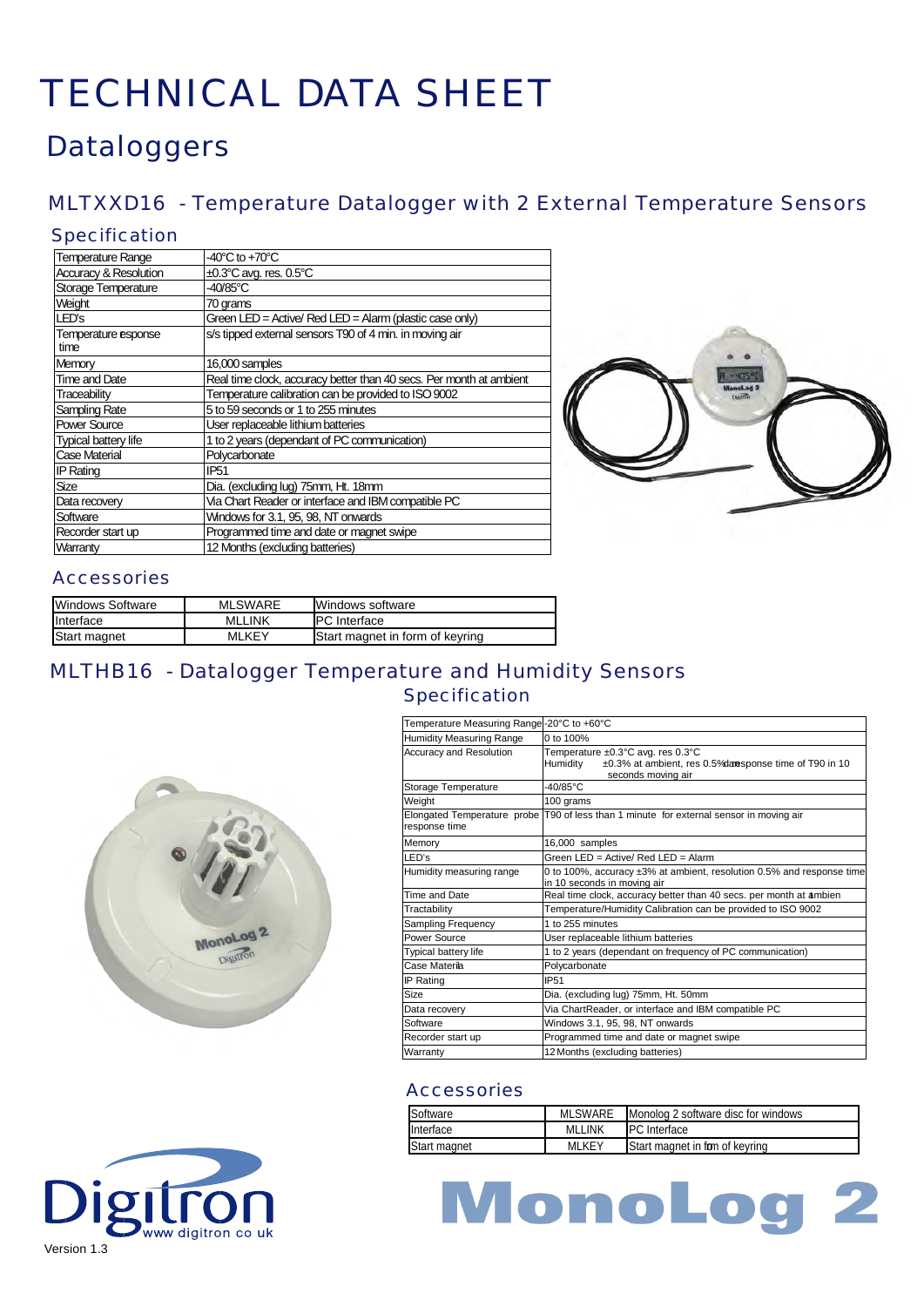# TECHNICAL DATA SHEET

## Dataloggers

### MLTXXD16 - Temperature Datalogger with 2 External Temperature Sensors

#### Specification

| Temperature Range | -40°C to +70°C |
|---|---|
| Accuracy & Resolution | ±0.3°C avg. res. 0.5°C |
| Storage Temperature | -40/85°C |
| Weight | 70 grams |
| LED's | Green LED = Active/ Red LED = Alarm (plastic case only) |
| Temperature esponse time | s/s tipped external sensors T90 of 4 min. in moving air |
| Memory | 16,000 samples |
| Time and Date | Real time clock, accuracy better than 40 secs. Per month at ambient |
| Traceability | Temperature calibration can be provided to ISO 9002 |
| Sampling Rate | 5 to 59 seconds or 1 to 255 minutes |
| Power Source | User replaceable lithium batteries |
| Typical battery life | 1 to 2 years (dependant of PC communication) |
| Case Material | Polycarbonate |
| IP Rating | IP51 |
| Size | Dia. (excluding lug) 75mm, Ht. 18mm |
| Data recovery | Via Chart Reader or interface and IBM compatible PC |
| Software | Windows for 3.1, 95, 98, NT onwards |
| Recorder start up | Programmed time and date or magnet swipe |
| Warranty | 12 Months (excluding batteries) |

#### Accessories

| Windows Software | MLSWARE | Windows software |
|---|---|---|
| Interface | MLLINK | PC Interface |
| Start magnet | MLKEY | Start magnet in form of keyring |

### MLTHB16 - Datalogger Temperature and Humidity Sensors

#### Specification

| Temperature Measuring Range | -20°C to +60°C |
|---|---|
| Humidity Measuring Range | 0 to 100% |
| Accuracy and Resolution | Temperature ±0.3°C avg. res 0.3°C<br>Humidity ±0.3% at ambient, res 0.5% and response time of T90 in 10 seconds moving air |
| Storage Temperature | -40/85°C |
| Weight | 100 grams |
| Elongated Temperature probe response time | T90 of less than 1 minute for external sensor in moving air |
| Memory | 16,000 samples |
| LED's | Green LED = Active/ Red LED = Alarm |
| Humidity measuring range | 0 to 100%, accuracy ±3% at ambient, resolution 0.5% and response time in 10 seconds in moving air |
| Time and Date | Real time clock, accuracy better than 40 secs. per month at ambien |
| Tractability | Temperature/Humidity Calibration can be provided to ISO 9002 |
| Sampling Frequency | 1 to 255 minutes |
| Power Source | User replaceable lithium batteries |
| Typical battery life | 1 to 2 years (dependant on frequency of PC communication) |
| Case Materia | Polycarbonate |
| IP Rating | IP51 |
| Size | Dia. (excluding lug) 75mm, Ht. 50mm |
| Data recovery | Via ChartReader, or interface and IBM compatible PC |
| Software | Windows 3.1, 95, 98, NT onwards |
| Recorder start up | Programmed time and date or magnet swipe |
| Warranty | 12 Months (excluding batteries) |

#### Accessories

| Software | MLSWARE | Monolog 2 software disc for windows |
|---|---|---|
| Interface | MLLINK | PC Interface |
| Start magnet | MLKEY | Start magnet in fom of keyring |

Digitron www digitron co uk

Version 1.3

MonoLog 2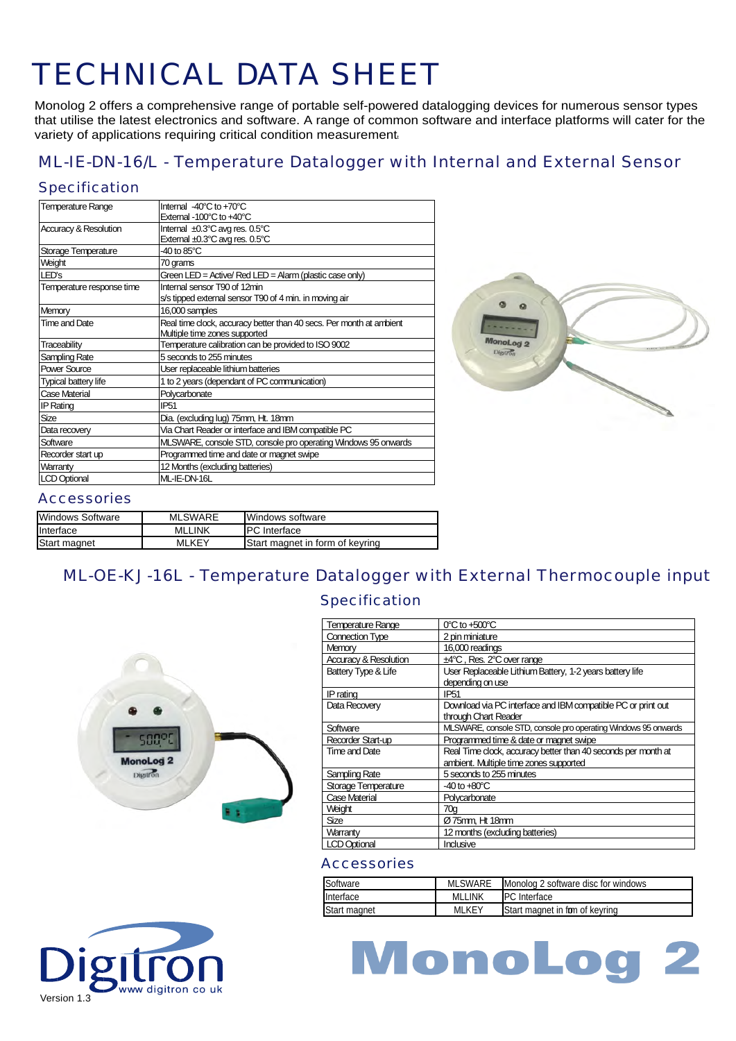# TECHNICAL DATA SHEET

Monolog 2 offers a comprehensive range of portable self-powered datalogging devices for numerous sensor types that utilise the latest electronics and software. A range of common software and interface platforms will cater for the variety of applications requiring critical condition measurement.

## ML-IE-DN-16/L - Temperature Datalogger with Internal and External Sensor

### Specification

| Temperature Range | Internal -40°C to +70°C<br>External -100°C to +40°C |
|---|---|
| Accuracy & Resolution | Internal ±0.3°C avg res. 0.5°C<br>External ±0.3°C avg res. 0.5°C |
| Storage Temperature | -40 to 85°C |
| Weight | 70 grams |
| LED's | Green LED = Active/ Red LED = Alarm (plastic case only) |
| Temperature response time | Internal sensor T90 of 12min<br>s/s tipped external sensor T90 of 4 min. in moving air |
| Memory | 16,000 samples |
| Time and Date | Real time clock, accuracy better than 40 secs. Per month at ambient<br>Multiple time zones supported |
| Traceability | Temperature calibration can be provided to ISO 9002 |
| Sampling Rate | 5 seconds to 255 minutes |
| Power Source | User replaceable lithium batteries |
| Typical battery life | 1 to 2 years (dependant of PC communication) |
| Case Material | Polycarbonate |
| IP Rating | IP51 |
| Size | Dia. (excluding lug) 75mm, Ht. 18mm |
| Data recovery | Via Chart Reader or interface and IBM compatible PC |
| Software | MLSWARE, console STD, console pro operating Windows 95 onwards |
| Recorder start up | Programmed time and date or magnet swipe |
| Warranty | 12 Months (excluding batteries) |
| LCD Optional | ML-IE-DN-16L |

### Accessories

| Windows Software | MLSWARE | Windows software |
|---|---|---|
| Interface | MLLINK | PC Interface |
| Start magnet | MLKEY | Start magnet in form of keyring |

## ML-OE-KJ-16L - Temperature Datalogger with External Thermocouple input

### Specification

| Temperature Range | 0°C to +500°C |
|---|---|
| Connection Type | 2 pin miniature |
| Memory | 16,000 readings |
| Accuracy & Resolution | ±4°C , Res. 2°C over range |
| Battery Type & Life | User Replaceable Lithium Battery, 1-2 years battery life depending on use |
| IP rating | IP51 |
| Data Recovery | Download via PC interface and IBM compatible PC or print out through Chart Reader |
| Software | MLSWARE, console STD, console pro operating Windows 95 onwards |
| Recorder Start-up | Programmed time & date or magnet swipe |
| Time and Date | Real Time clock, accuracy better than 40 seconds per month at ambient. Multiple time zones supported |
| Sampling Rate | 5 seconds to 255 minutes |
| Storage Temperature | -40 to +80°C |
| Case Material | Polycarbonate |
| Weight | 70g |
| Size | Ø 75mm, Ht 18mm |
| Warranty | 12 months (excluding batteries) |
| LCD Optional | Inclusive |

### Accessories

| Software | MLSWARE | Monolog 2 software disc for windows |
|---|---|---|
| Interface | MLLINK | PC Interface |
| Start magnet | MLKEY | Start magnet in fom of keyring |

Digitron www digitron co uk

Version 1.3

MonoLog 2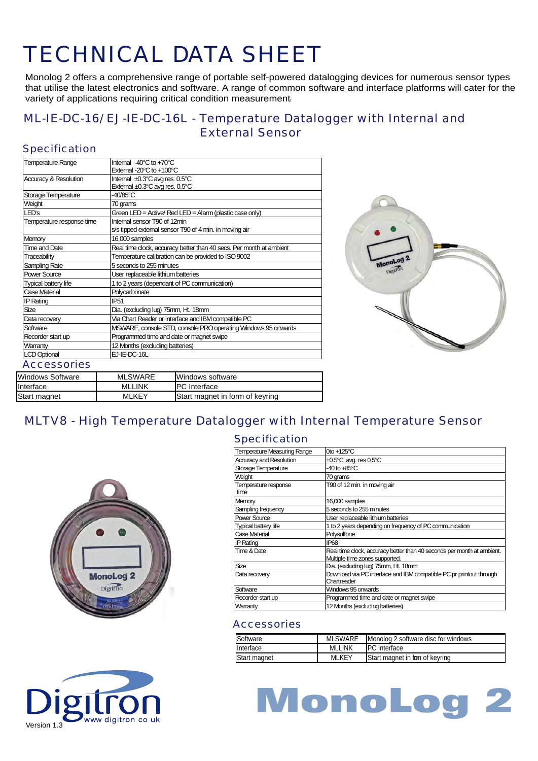# TECHNICAL DATA SHEET

Monolog 2 offers a comprehensive range of portable self-powered datalogging devices for numerous sensor types that utilise the latest electronics and software. A range of common software and interface platforms will cater for the variety of applications requiring critical condition measurement.

## ML-IE-DC-16/EJ-IE-DC-16L - Temperature Datalogger with Internal and External Sensor

### Specification

| | |
|---|---|
| Temperature Range | Internal -40°C to +70°C<br>External -20°C to +100°C |
| Accuracy & Resolution | Internal ±0.3°C avg res. 0.5°C<br>External ±0.3°C avg res. 0.5°C |
| Storage Temperature | -40/85°C |
| Weight | 70 grams |
| LED's | Green LED = Active/ Red LED = Alarm (plastic case only) |
| Temperature response time | Internal sensor T90 of 12min<br>s/s tipped external sensor T90 of 4 min. in moving air |
| Memory | 16,000 samples |
| Time and Date | Real time clock, accuracy better than 40 secs. Per month at ambient |
| Traceability | Temperature calibration can be provided to ISO 9002 |
| Sampling Rate | 5 seconds to 255 minutes |
| Power Source | User replaceable lithium batteries |
| Typical battery life | 1 to 2 years (dependant of PC communication) |
| Case Material | Polycarbonate |
| IP Rating | IP51 |
| Size | Dia. (excluding lug) 75mm, Ht. 18mm |
| Data recovery | Via Chart Reader or interface and IBM compatible PC |
| Software | MSWARE, console STD, console PRO operating Windows 95 onwards |
| Recorder start up | Programmed time and date or magnet swipe |
| Warranty | 12 Months (excluding batteries) |
| LCD Optional | EJ-IE-DC-16L |

### Accessories

| | | |
|---|---|---|
| Windows Software | MLSWARE | Windows software |
| Interface | MLLINK | PC Interface |
| Start magnet | MLKEY | Start magnet in form of keyring |

## MLTV8 - High Temperature Datalogger with Internal Temperature Sensor

### Specification

| | |
|---|---|
| Temperature Measuring Range | 0to +125°C |
| Accuracy and Resolution | ±0.5°C avg. res 0.5°C |
| Storage Temperature | -40 to +85°C |
| Weight | 70 grams |
| Temperature response time | T90 of 12 min. in moving air |
| Memory | 16,000 samples |
| Sampling frequency | 5 seconds to 255 minutes |
| Power Source | User replaceable lithium batteries |
| Typical battery life | 1 to 2 years depending on frequency of PC communication |
| Case Material | Polysulfone |
| IP Rating | IP68 |
| Time & Date | Real time clock, accuracy better than 40 seconds per month at ambient. Multiple time zones supported. |
| Size | Dia. (excluding lug) 75mm, Ht. 18mm |
| Data recovery | Download via PC interface and IBM compatible PC pr printout through Chartreader |
| Software | Windows 95 onwards |
| Recorder start up | Programmed time and date or magnet swipe |
| Warranty | 12 Months (excluding batteries) |

### Accessories

| | | |
|---|---|---|
| Software | MLSWARE | Monolog 2 software disc for windows |
| Interface | MLLINK | PC Interface |
| Start magnet | MLKEY | Start magnet in fom of keyring |

Digitron
www digitron co uk
Version 1.3

MonoLog 2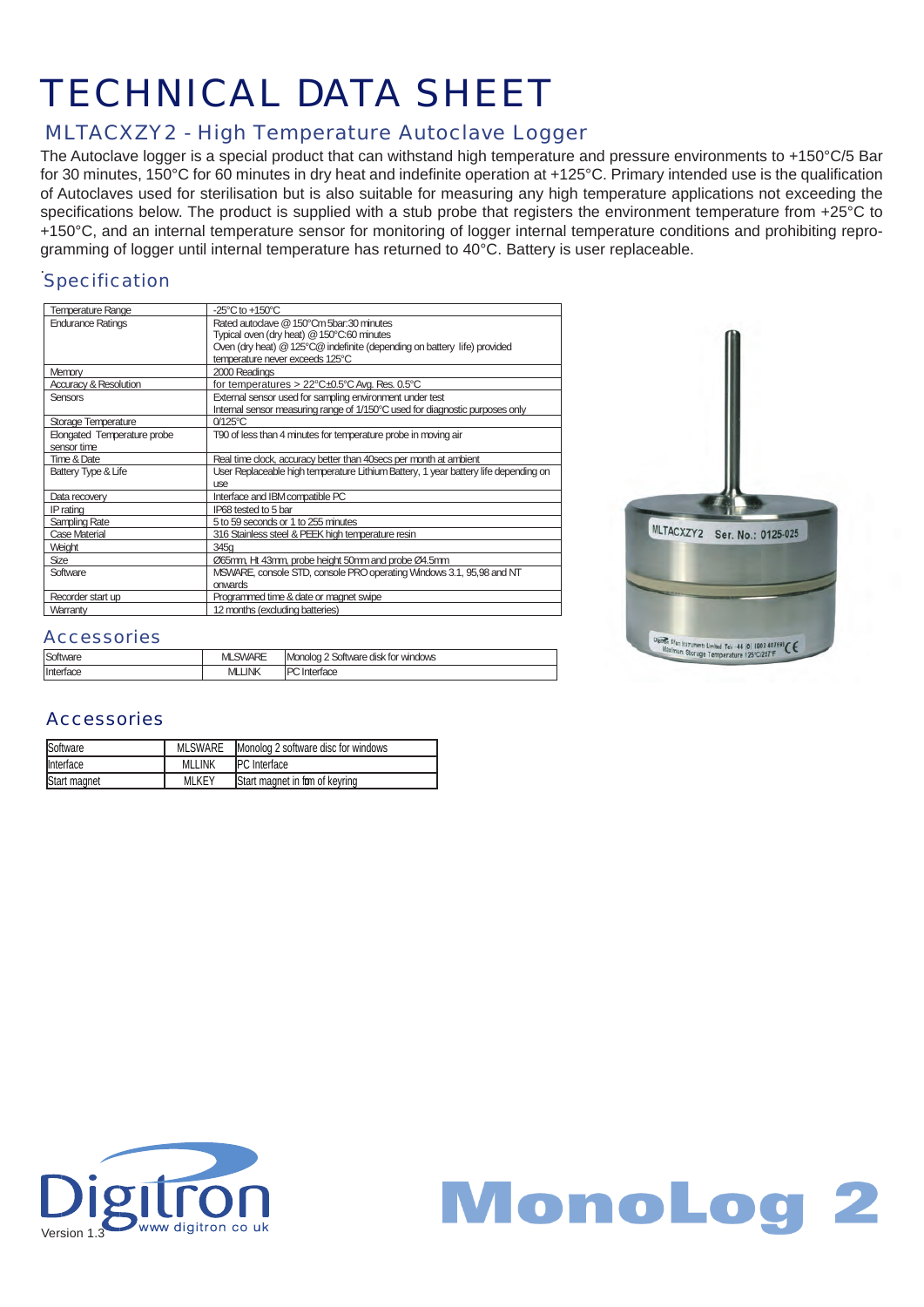# TECHNICAL DATA SHEET

## MLTACXZY2 - High Temperature Autoclave Logger

The Autoclave logger is a special product that can withstand high temperature and pressure environments to +150°C/5 Bar for 30 minutes, 150°C for 60 minutes in dry heat and indefinite operation at +125°C. Primary intended use is the qualification of Autoclaves used for sterilisation but is also suitable for measuring any high temperature applications not exceeding the specifications below. The product is supplied with a stub probe that registers the environment temperature from +25°C to +150°C, and an internal temperature sensor for monitoring of logger internal temperature conditions and prohibiting reprogramming of logger until internal temperature has returned to 40°C. Battery is user replaceable.

### Specification

| | |
|---|---|
| Temperature Range | -25°C to +150°C |
| Endurance Ratings | Rated autoclave @ 150°Cm 5bar:30 minutes<br>Typical oven (dry heat) @ 150°C:60 minutes<br>Oven (dry heat) @ 125°C@ indefinite (depending on battery life) provided temperature never exceeds 125°C |
| Memory | 2000 Readings |
| Accuracy & Resolution | for temperatures > 22°C±0.5°C Avg. Res. 0.5°C |
| Sensors | External sensor used for sampling environment under test<br>Internal sensor measuring range of 1/150°C used for diagnostic purposes only |
| Storage Temperature | 0/125°C |
| Elongated Temperature probe sensor time | T90 of less than 4 minutes for temperature probe in moving air |
| Time & Date | Real time clock, accuracy better than 40secs per month at ambient |
| Battery Type & Life | User Replaceable high temperature Lithium Battery, 1 year battery life depending on use |
| Data recovery | Interface and IBM compatible PC |
| IP rating | IP68 tested to 5 bar |
| Sampling Rate | 5 to 59 seconds or 1 to 255 minutes |
| Case Material | 316 Stainless steel & PEEK high temperature resin |
| Weight | 345g |
| Size | Ø65mm, Ht 43mm, probe height 50mm and probe Ø4.5mm |
| Software | MSWARE, console STD, console PRO operating Windows 3.1, 95,98 and NT onwards |
| Recorder start up | Programmed time & date or magnet swipe |
| Warranty | 12 months (excluding batteries) |

### Accessories

| | | |
|---|---|---|
| Software | MLSWARE | Monolog 2 Software disk for windows |
| Interface | MLLINK | PC Interface |

### Accessories

| | | |
|---|---|---|
| Software | MLSWARE | Monolog 2 software disc for windows |
| Interface | MLLINK | PC Interface |
| Start magnet | MLKEY | Start magnet in fom of keyring |

Digitron www digitron co uk

Version 1.3

MonoLog 2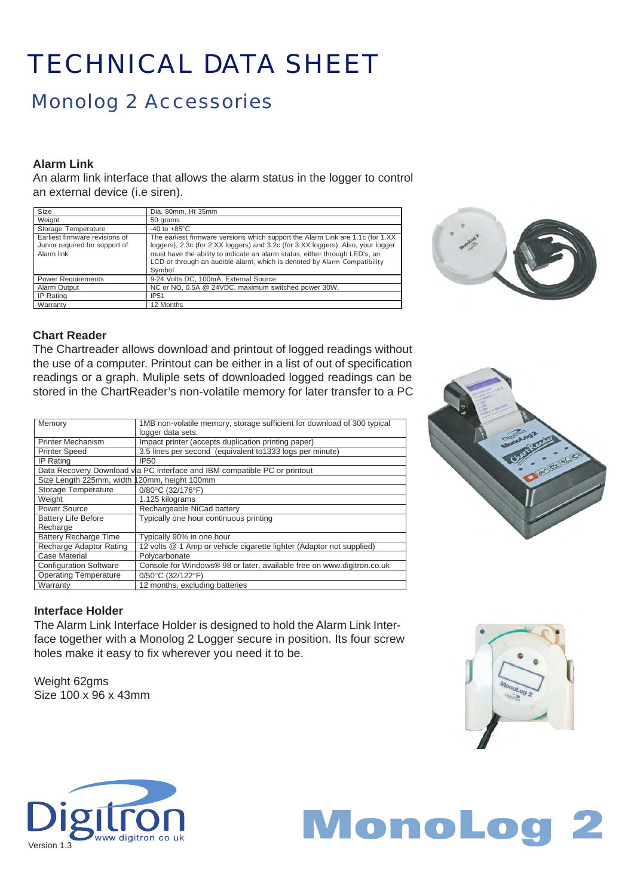# TECHNICAL DATA SHEET

## Monolog 2 Accessories

### Alarm Link

An alarm link interface that allows the alarm status in the logger to control an external device (i.e siren).

| | |
|---|---|
| Size | Dia. 80mm, Ht 35mm |
| Weight | 50 grams |
| Storage Temperature | -40 to +85°C |
| Earliest firmware revisions of Junior required for support of Alarm link | The earliest firmware versions which support the Alarm Link are 1.1c (for 1.XX loggers), 2.3c (for 2.XX loggers) and 3.2c (for 3.XX loggers). Also, your logger must have the ability to indicate an alarm status, either through LED's, an LCD or through an audible alarm, which is denoted by Alarm Compatibility Symbol |
| Power Requirements | 9-24 Volts DC, 100mA, External Source |
| Alarm Output | NC or NO, 0.5A @ 24VDC. maximum switched power 30W. |
| IP Rating | IP51 |
| Warranty | 12 Months |

### Chart Reader

The Chartreader allows download and printout of logged readings without the use of a computer. Printout can be either in a list of out of specification readings or a graph. Muliple sets of downloaded logged readings can be stored in the ChartReader's non-volatile memory for later transfer to a PC

| | |
|---|---|
| Memory | 1MB non-volatile memory, storage sufficient for download of 300 typical logger data sets. |
| Printer Mechanism | Impact printer (accepts duplication printing paper) |
| Printer Speed | 3.5 lines per second (equivalent to1333 logs per minute) |
| IP Rating | IP50 |
| Data Recovery Download via PC interface and IBM compatible PC or printout | |
| Size Length 225mm, width 120mm, height 100mm | |
| Storage Temperature | 0/80°C (32/176°F) |
| Weight | 1.125 kilograms |
| Power Source | Rechargeable NiCad battery |
| Battery Life Before Recharge | Typically one hour continuous printing |
| Battery Recharge Time | Typically 90% in one hour |
| Recharge Adaptor Rating | 12 volts @ 1 Amp or vehicle cigarette lighter (Adaptor not supplied) |
| Case Material | Polycarbonate |
| Configuration Software | Console for Windows® 98 or later, available free on www.digitron.co.uk |
| Operating Temperature | 0/50°C (32/122°F) |
| Warranty | 12 months, excluding batteries |

### Interface Holder

The Alarm Link Interface Holder is designed to hold the Alarm Link Interface together with a Monolog 2 Logger secure in position. Its four screw holes make it easy to fix wherever you need it to be.

Weight 62gms
Size 100 x 96 x 43mm

Digitron www digitron co uk

Version 1.3

MonoLog 2